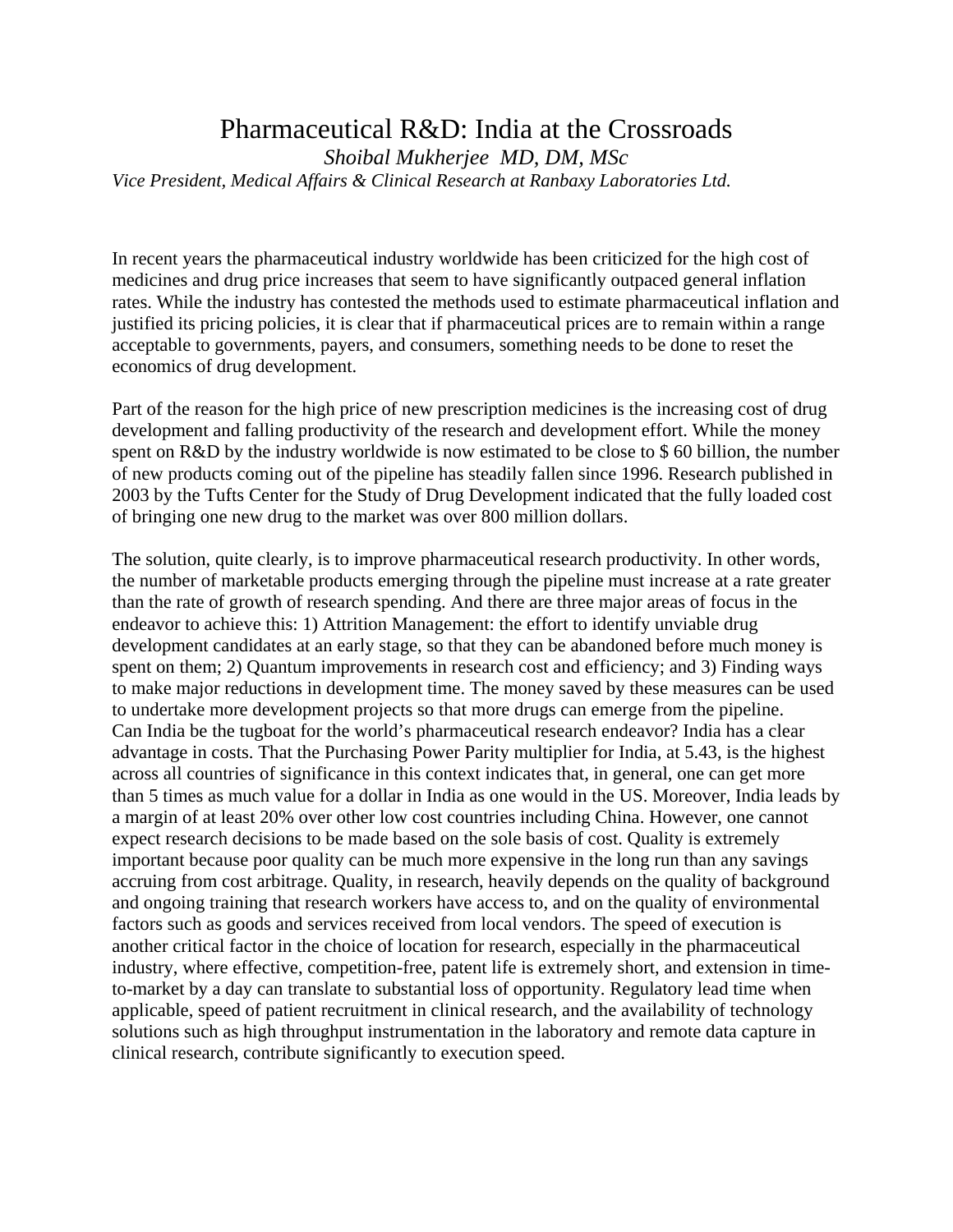# Pharmaceutical R&D: India at the Crossroads

*Shoibal Mukherjee MD, DM, MSc*

*Vice President, Medical Affairs & Clinical Research at Ranbaxy Laboratories Ltd.*

In recent years the pharmaceutical industry worldwide has been criticized for the high cost of medicines and drug price increases that seem to have significantly outpaced general inflation rates. While the industry has contested the methods used to estimate pharmaceutical inflation and justified its pricing policies, it is clear that if pharmaceutical prices are to remain within a range acceptable to governments, payers, and consumers, something needs to be done to reset the economics of drug development.

Part of the reason for the high price of new prescription medicines is the increasing cost of drug development and falling productivity of the research and development effort. While the money spent on R&D by the industry worldwide is now estimated to be close to $ 60 billion, the number of new products coming out of the pipeline has steadily fallen since 1996. Research published in 2003 by the Tufts Center for the Study of Drug Development indicated that the fully loaded cost of bringing one new drug to the market was over 800 million dollars.

The solution, quite clearly, is to improve pharmaceutical research productivity. In other words, the number of marketable products emerging through the pipeline must increase at a rate greater than the rate of growth of research spending. And there are three major areas of focus in the endeavor to achieve this: 1) Attrition Management: the effort to identify unviable drug development candidates at an early stage, so that they can be abandoned before much money is spent on them; 2) Quantum improvements in research cost and efficiency; and 3) Finding ways to make major reductions in development time. The money saved by these measures can be used to undertake more development projects so that more drugs can emerge from the pipeline.

Can India be the tugboat for the world's pharmaceutical research endeavor? India has a clear advantage in costs. That the Purchasing Power Parity multiplier for India, at 5.43, is the highest across all countries of significance in this context indicates that, in general, one can get more than 5 times as much value for a dollar in India as one would in the US. Moreover, India leads by a margin of at least 20% over other low cost countries including China. However, one cannot expect research decisions to be made based on the sole basis of cost. Quality is extremely important because poor quality can be much more expensive in the long run than any savings accruing from cost arbitrage. Quality, in research, heavily depends on the quality of background and ongoing training that research workers have access to, and on the quality of environmental factors such as goods and services received from local vendors. The speed of execution is another critical factor in the choice of location for research, especially in the pharmaceutical industry, where effective, competition-free, patent life is extremely short, and extension in time-to-market by a day can translate to substantial loss of opportunity. Regulatory lead time when applicable, speed of patient recruitment in clinical research, and the availability of technology solutions such as high throughput instrumentation in the laboratory and remote data capture in clinical research, contribute significantly to execution speed.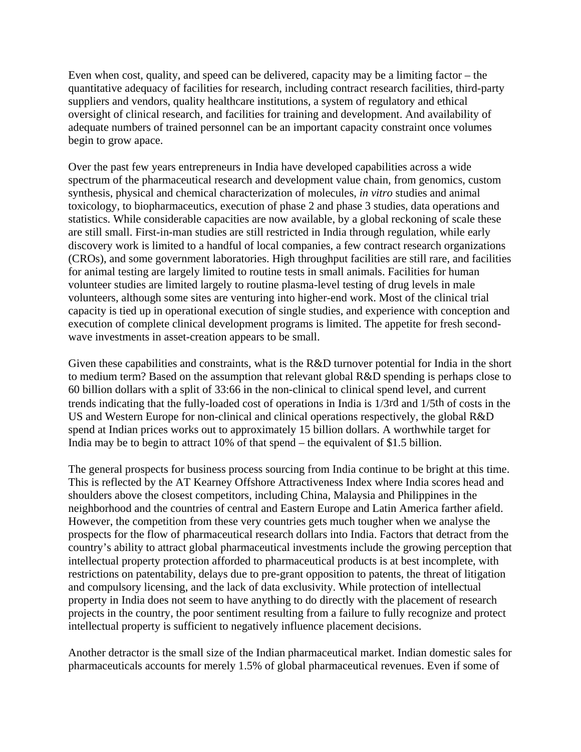Even when cost, quality, and speed can be delivered, capacity may be a limiting factor – the quantitative adequacy of facilities for research, including contract research facilities, third-party suppliers and vendors, quality healthcare institutions, a system of regulatory and ethical oversight of clinical research, and facilities for training and development. And availability of adequate numbers of trained personnel can be an important capacity constraint once volumes begin to grow apace.

Over the past few years entrepreneurs in India have developed capabilities across a wide spectrum of the pharmaceutical research and development value chain, from genomics, custom synthesis, physical and chemical characterization of molecules, *in vitro* studies and animal toxicology, to biopharmaceutics, execution of phase 2 and phase 3 studies, data operations and statistics. While considerable capacities are now available, by a global reckoning of scale these are still small. First-in-man studies are still restricted in India through regulation, while early discovery work is limited to a handful of local companies, a few contract research organizations (CROs), and some government laboratories. High throughput facilities are still rare, and facilities for animal testing are largely limited to routine tests in small animals. Facilities for human volunteer studies are limited largely to routine plasma-level testing of drug levels in male volunteers, although some sites are venturing into higher-end work. Most of the clinical trial capacity is tied up in operational execution of single studies, and experience with conception and execution of complete clinical development programs is limited. The appetite for fresh second-wave investments in asset-creation appears to be small.

Given these capabilities and constraints, what is the R&D turnover potential for India in the short to medium term? Based on the assumption that relevant global R&D spending is perhaps close to 60 billion dollars with a split of 33:66 in the non-clinical to clinical spend level, and current trends indicating that the fully-loaded cost of operations in India is 1/3rd and 1/5th of costs in the US and Western Europe for non-clinical and clinical operations respectively, the global R&D spend at Indian prices works out to approximately 15 billion dollars. A worthwhile target for India may be to begin to attract 10% of that spend – the equivalent of $1.5 billion.

The general prospects for business process sourcing from India continue to be bright at this time. This is reflected by the AT Kearney Offshore Attractiveness Index where India scores head and shoulders above the closest competitors, including China, Malaysia and Philippines in the neighborhood and the countries of central and Eastern Europe and Latin America farther afield. However, the competition from these very countries gets much tougher when we analyse the prospects for the flow of pharmaceutical research dollars into India. Factors that detract from the country's ability to attract global pharmaceutical investments include the growing perception that intellectual property protection afforded to pharmaceutical products is at best incomplete, with restrictions on patentability, delays due to pre-grant opposition to patents, the threat of litigation and compulsory licensing, and the lack of data exclusivity. While protection of intellectual property in India does not seem to have anything to do directly with the placement of research projects in the country, the poor sentiment resulting from a failure to fully recognize and protect intellectual property is sufficient to negatively influence placement decisions.

Another detractor is the small size of the Indian pharmaceutical market. Indian domestic sales for pharmaceuticals accounts for merely 1.5% of global pharmaceutical revenues. Even if some of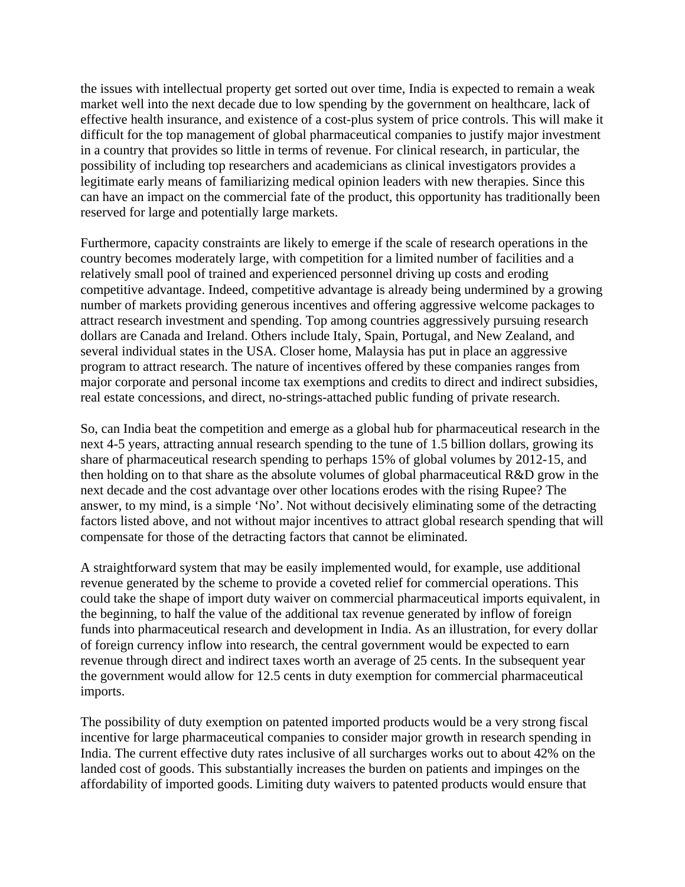the issues with intellectual property get sorted out over time, India is expected to remain a weak market well into the next decade due to low spending by the government on healthcare, lack of effective health insurance, and existence of a cost-plus system of price controls. This will make it difficult for the top management of global pharmaceutical companies to justify major investment in a country that provides so little in terms of revenue. For clinical research, in particular, the possibility of including top researchers and academicians as clinical investigators provides a legitimate early means of familiarizing medical opinion leaders with new therapies. Since this can have an impact on the commercial fate of the product, this opportunity has traditionally been reserved for large and potentially large markets.

Furthermore, capacity constraints are likely to emerge if the scale of research operations in the country becomes moderately large, with competition for a limited number of facilities and a relatively small pool of trained and experienced personnel driving up costs and eroding competitive advantage. Indeed, competitive advantage is already being undermined by a growing number of markets providing generous incentives and offering aggressive welcome packages to attract research investment and spending. Top among countries aggressively pursuing research dollars are Canada and Ireland. Others include Italy, Spain, Portugal, and New Zealand, and several individual states in the USA. Closer home, Malaysia has put in place an aggressive program to attract research. The nature of incentives offered by these companies ranges from major corporate and personal income tax exemptions and credits to direct and indirect subsidies, real estate concessions, and direct, no-strings-attached public funding of private research.

So, can India beat the competition and emerge as a global hub for pharmaceutical research in the next 4-5 years, attracting annual research spending to the tune of 1.5 billion dollars, growing its share of pharmaceutical research spending to perhaps 15% of global volumes by 2012-15, and then holding on to that share as the absolute volumes of global pharmaceutical R&D grow in the next decade and the cost advantage over other locations erodes with the rising Rupee? The answer, to my mind, is a simple 'No'. Not without decisively eliminating some of the detracting factors listed above, and not without major incentives to attract global research spending that will compensate for those of the detracting factors that cannot be eliminated.

A straightforward system that may be easily implemented would, for example, use additional revenue generated by the scheme to provide a coveted relief for commercial operations. This could take the shape of import duty waiver on commercial pharmaceutical imports equivalent, in the beginning, to half the value of the additional tax revenue generated by inflow of foreign funds into pharmaceutical research and development in India. As an illustration, for every dollar of foreign currency inflow into research, the central government would be expected to earn revenue through direct and indirect taxes worth an average of 25 cents. In the subsequent year the government would allow for 12.5 cents in duty exemption for commercial pharmaceutical imports.

The possibility of duty exemption on patented imported products would be a very strong fiscal incentive for large pharmaceutical companies to consider major growth in research spending in India. The current effective duty rates inclusive of all surcharges works out to about 42% on the landed cost of goods. This substantially increases the burden on patients and impinges on the affordability of imported goods. Limiting duty waivers to patented products would ensure that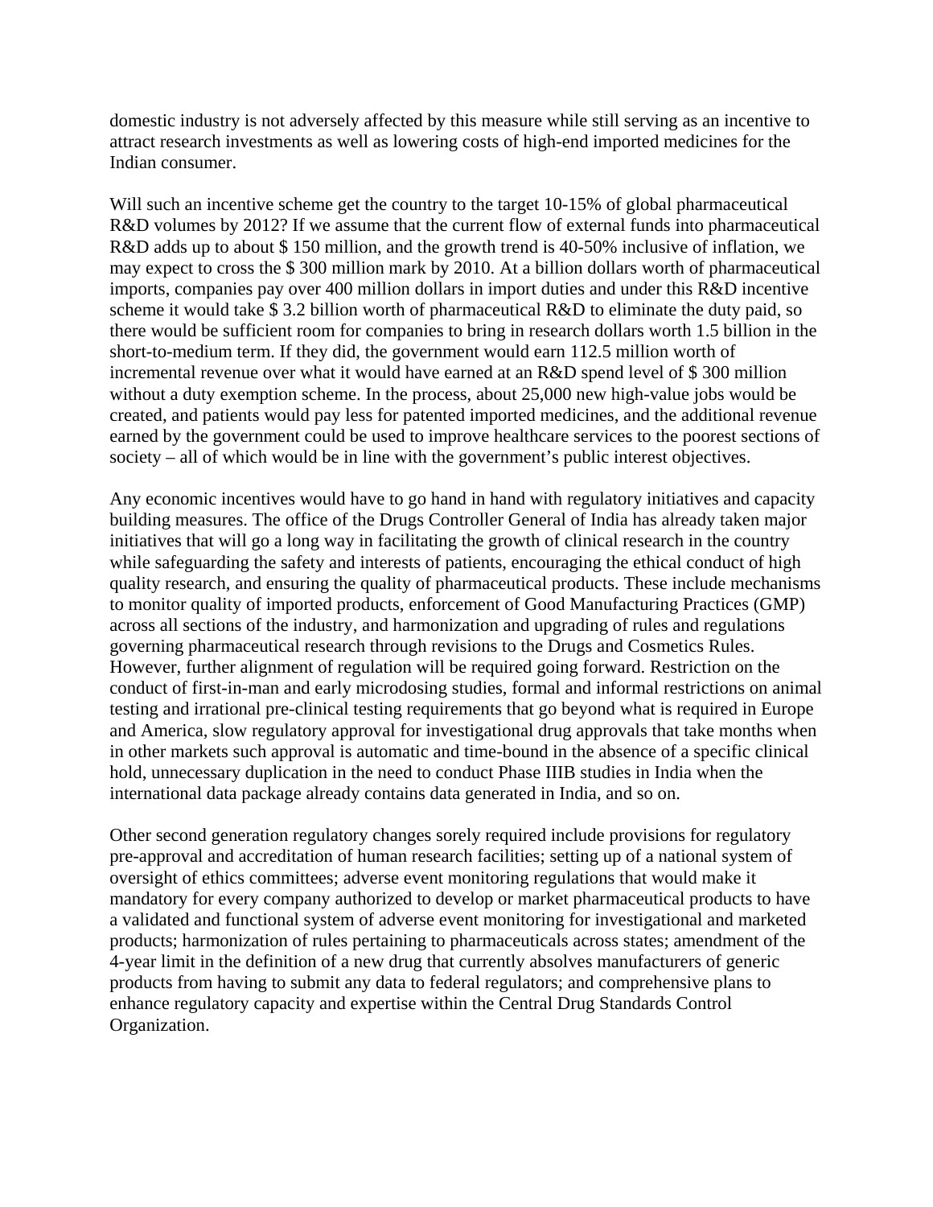domestic industry is not adversely affected by this measure while still serving as an incentive to attract research investments as well as lowering costs of high-end imported medicines for the Indian consumer.

Will such an incentive scheme get the country to the target 10-15% of global pharmaceutical R&D volumes by 2012? If we assume that the current flow of external funds into pharmaceutical R&D adds up to about $ 150 million, and the growth trend is 40-50% inclusive of inflation, we may expect to cross the $ 300 million mark by 2010. At a billion dollars worth of pharmaceutical imports, companies pay over 400 million dollars in import duties and under this R&D incentive scheme it would take $ 3.2 billion worth of pharmaceutical R&D to eliminate the duty paid, so there would be sufficient room for companies to bring in research dollars worth 1.5 billion in the short-to-medium term. If they did, the government would earn 112.5 million worth of incremental revenue over what it would have earned at an R&D spend level of $ 300 million without a duty exemption scheme. In the process, about 25,000 new high-value jobs would be created, and patients would pay less for patented imported medicines, and the additional revenue earned by the government could be used to improve healthcare services to the poorest sections of society – all of which would be in line with the government's public interest objectives.

Any economic incentives would have to go hand in hand with regulatory initiatives and capacity building measures. The office of the Drugs Controller General of India has already taken major initiatives that will go a long way in facilitating the growth of clinical research in the country while safeguarding the safety and interests of patients, encouraging the ethical conduct of high quality research, and ensuring the quality of pharmaceutical products. These include mechanisms to monitor quality of imported products, enforcement of Good Manufacturing Practices (GMP) across all sections of the industry, and harmonization and upgrading of rules and regulations governing pharmaceutical research through revisions to the Drugs and Cosmetics Rules. However, further alignment of regulation will be required going forward. Restriction on the conduct of first-in-man and early microdosing studies, formal and informal restrictions on animal testing and irrational pre-clinical testing requirements that go beyond what is required in Europe and America, slow regulatory approval for investigational drug approvals that take months when in other markets such approval is automatic and time-bound in the absence of a specific clinical hold, unnecessary duplication in the need to conduct Phase IIIB studies in India when the international data package already contains data generated in India, and so on.

Other second generation regulatory changes sorely required include provisions for regulatory pre-approval and accreditation of human research facilities; setting up of a national system of oversight of ethics committees; adverse event monitoring regulations that would make it mandatory for every company authorized to develop or market pharmaceutical products to have a validated and functional system of adverse event monitoring for investigational and marketed products; harmonization of rules pertaining to pharmaceuticals across states; amendment of the 4-year limit in the definition of a new drug that currently absolves manufacturers of generic products from having to submit any data to federal regulators; and comprehensive plans to enhance regulatory capacity and expertise within the Central Drug Standards Control Organization.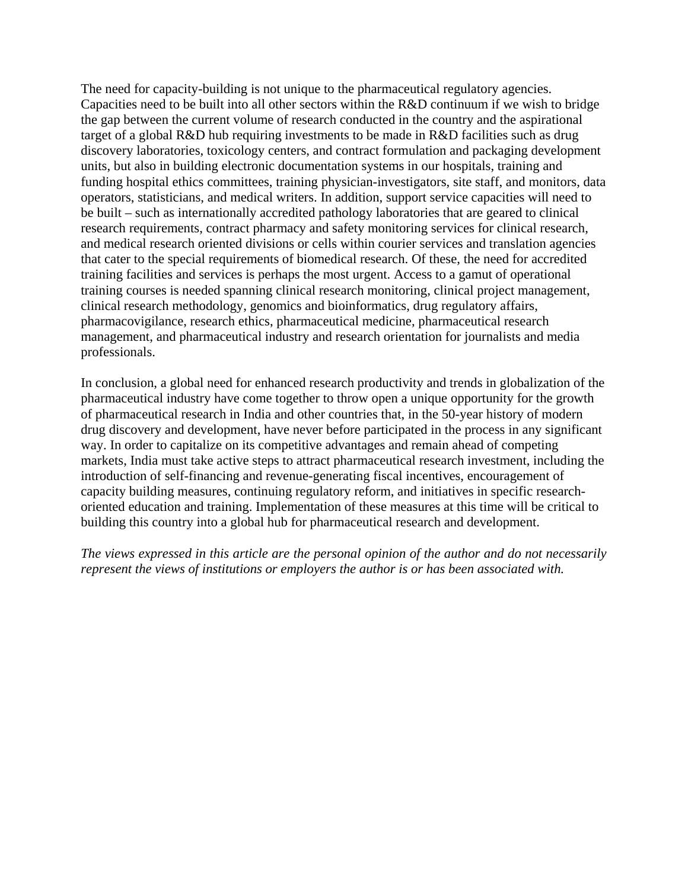The need for capacity-building is not unique to the pharmaceutical regulatory agencies. Capacities need to be built into all other sectors within the R&D continuum if we wish to bridge the gap between the current volume of research conducted in the country and the aspirational target of a global R&D hub requiring investments to be made in R&D facilities such as drug discovery laboratories, toxicology centers, and contract formulation and packaging development units, but also in building electronic documentation systems in our hospitals, training and funding hospital ethics committees, training physician-investigators, site staff, and monitors, data operators, statisticians, and medical writers. In addition, support service capacities will need to be built – such as internationally accredited pathology laboratories that are geared to clinical research requirements, contract pharmacy and safety monitoring services for clinical research, and medical research oriented divisions or cells within courier services and translation agencies that cater to the special requirements of biomedical research. Of these, the need for accredited training facilities and services is perhaps the most urgent. Access to a gamut of operational training courses is needed spanning clinical research monitoring, clinical project management, clinical research methodology, genomics and bioinformatics, drug regulatory affairs, pharmacovigilance, research ethics, pharmaceutical medicine, pharmaceutical research management, and pharmaceutical industry and research orientation for journalists and media professionals.

In conclusion, a global need for enhanced research productivity and trends in globalization of the pharmaceutical industry have come together to throw open a unique opportunity for the growth of pharmaceutical research in India and other countries that, in the 50-year history of modern drug discovery and development, have never before participated in the process in any significant way. In order to capitalize on its competitive advantages and remain ahead of competing markets, India must take active steps to attract pharmaceutical research investment, including the introduction of self-financing and revenue-generating fiscal incentives, encouragement of capacity building measures, continuing regulatory reform, and initiatives in specific research-oriented education and training. Implementation of these measures at this time will be critical to building this country into a global hub for pharmaceutical research and development.

*The views expressed in this article are the personal opinion of the author and do not necessarily represent the views of institutions or employers the author is or has been associated with.*